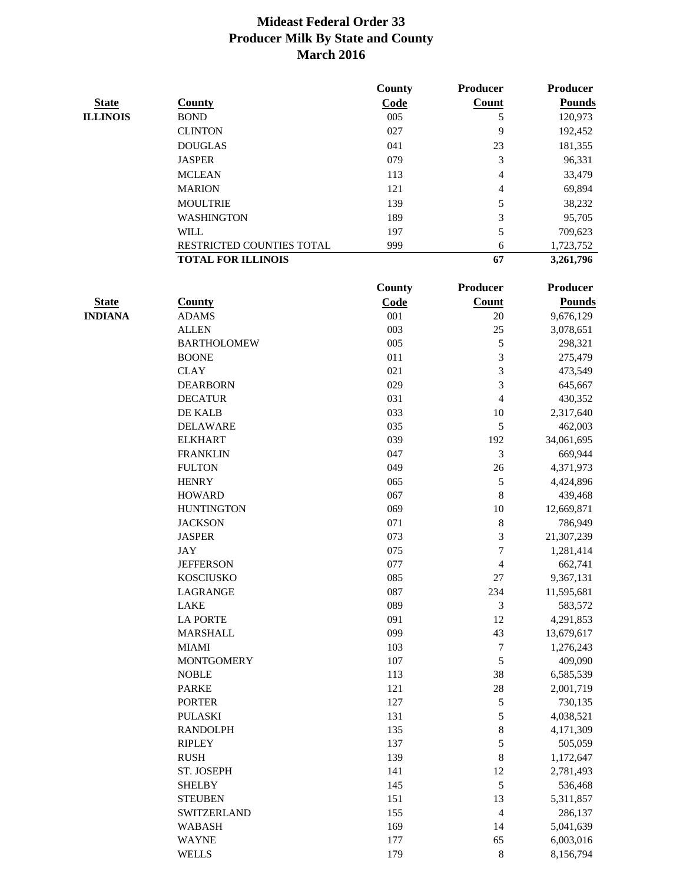# Mideast Federal Order 33
## Producer Milk By State and County
## March 2016

| State | County | County Code | Producer Count | Producer Pounds |
|---|---|---|---|---|
| ILLINOIS | BOND | 005 | 5 | 120,973 |
| | CLINTON | 027 | 9 | 192,452 |
| | DOUGLAS | 041 | 23 | 181,355 |
| | JASPER | 079 | 3 | 96,331 |
| | MCLEAN | 113 | 4 | 33,479 |
| | MARION | 121 | 4 | 69,894 |
| | MOULTRIE | 139 | 5 | 38,232 |
| | WASHINGTON | 189 | 3 | 95,705 |
| | WILL | 197 | 5 | 709,623 |
| | RESTRICTED COUNTIES TOTAL | 999 | 6 | 1,723,752 |
| | **TOTAL FOR ILLINOIS** | | **67** | **3,261,796** |

| State | County | County Code | Producer Count | Producer Pounds |
|---|---|---|---|---|
| INDIANA | ADAMS | 001 | 20 | 9,676,129 |
| | ALLEN | 003 | 25 | 3,078,651 |
| | BARTHOLOMEW | 005 | 5 | 298,321 |
| | BOONE | 011 | 3 | 275,479 |
| | CLAY | 021 | 3 | 473,549 |
| | DEARBORN | 029 | 3 | 645,667 |
| | DECATUR | 031 | 4 | 430,352 |
| | DE KALB | 033 | 10 | 2,317,640 |
| | DELAWARE | 035 | 5 | 462,003 |
| | ELKHART | 039 | 192 | 34,061,695 |
| | FRANKLIN | 047 | 3 | 669,944 |
| | FULTON | 049 | 26 | 4,371,973 |
| | HENRY | 065 | 5 | 4,424,896 |
| | HOWARD | 067 | 8 | 439,468 |
| | HUNTINGTON | 069 | 10 | 12,669,871 |
| | JACKSON | 071 | 8 | 786,949 |
| | JASPER | 073 | 3 | 21,307,239 |
| | JAY | 075 | 7 | 1,281,414 |
| | JEFFERSON | 077 | 4 | 662,741 |
| | KOSCIUSKO | 085 | 27 | 9,367,131 |
| | LAGRANGE | 087 | 234 | 11,595,681 |
| | LAKE | 089 | 3 | 583,572 |
| | LA PORTE | 091 | 12 | 4,291,853 |
| | MARSHALL | 099 | 43 | 13,679,617 |
| | MIAMI | 103 | 7 | 1,276,243 |
| | MONTGOMERY | 107 | 5 | 409,090 |
| | NOBLE | 113 | 38 | 6,585,539 |
| | PARKE | 121 | 28 | 2,001,719 |
| | PORTER | 127 | 5 | 730,135 |
| | PULASKI | 131 | 5 | 4,038,521 |
| | RANDOLPH | 135 | 8 | 4,171,309 |
| | RIPLEY | 137 | 5 | 505,059 |
| | RUSH | 139 | 8 | 1,172,647 |
| | ST. JOSEPH | 141 | 12 | 2,781,493 |
| | SHELBY | 145 | 5 | 536,468 |
| | STEUBEN | 151 | 13 | 5,311,857 |
| | SWITZERLAND | 155 | 4 | 286,137 |
| | WABASH | 169 | 14 | 5,041,639 |
| | WAYNE | 177 | 65 | 6,003,016 |
| | WELLS | 179 | 8 | 8,156,794 |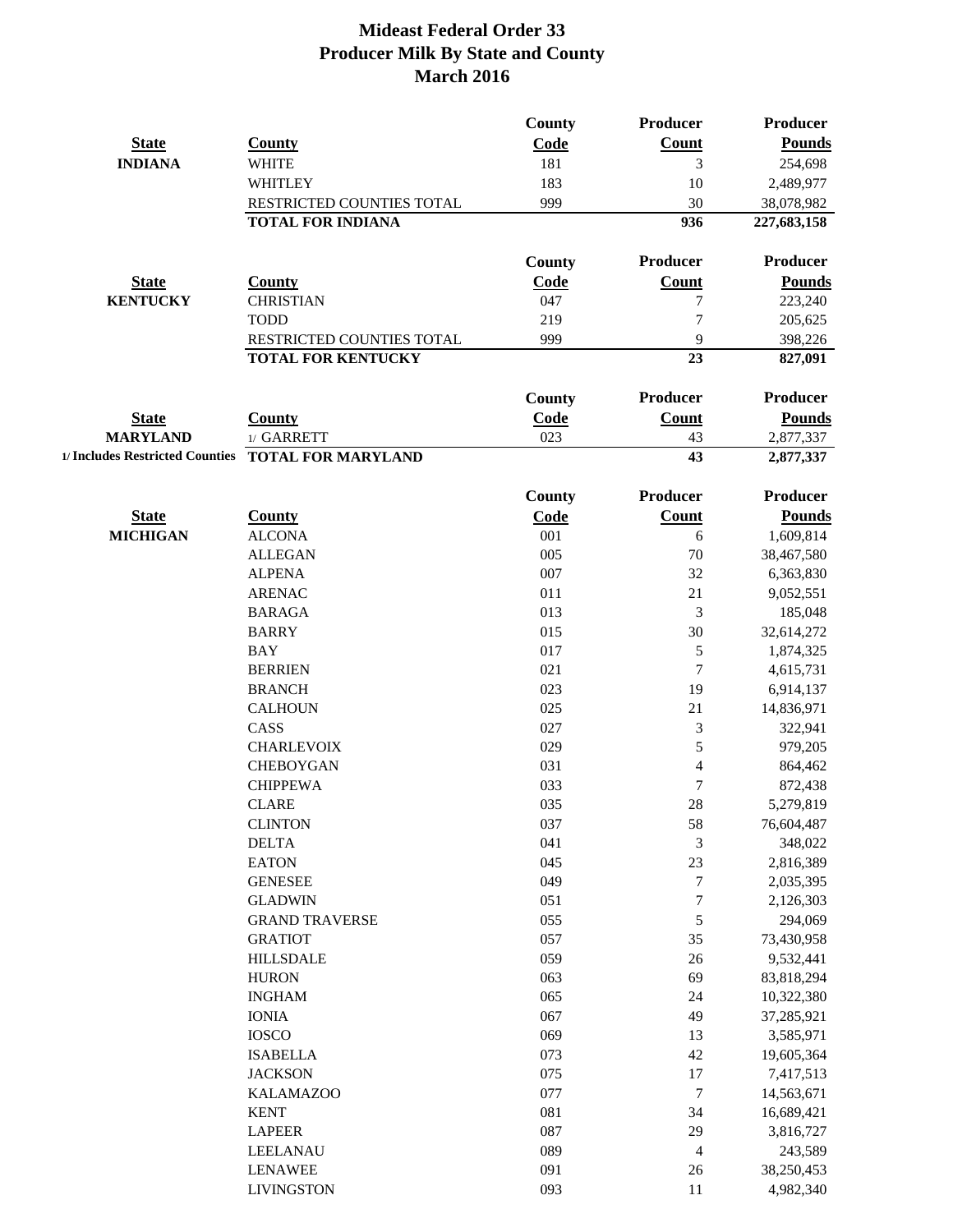# Mideast Federal Order 33
## Producer Milk By State and County
## March 2016

| State | County | County Code | Producer Count | Producer Pounds |
|---|---|---|---|---|
| INDIANA | WHITE | 181 | 3 | 254,698 |
| | WHITLEY | 183 | 10 | 2,489,977 |
| | RESTRICTED COUNTIES TOTAL | 999 | 30 | 38,078,982 |
| | **TOTAL FOR INDIANA** | | **936** | **227,683,158** |

| State | County | County Code | Producer Count | Producer Pounds |
|---|---|---|---|---|
| KENTUCKY | CHRISTIAN | 047 | 7 | 223,240 |
| | TODD | 219 | 7 | 205,625 |
| | RESTRICTED COUNTIES TOTAL | 999 | 9 | 398,226 |
| | **TOTAL FOR KENTUCKY** | | **23** | **827,091** |

| State | County | County Code | Producer Count | Producer Pounds |
|---|---|---|---|---|
| MARYLAND | 1/ GARRETT | 023 | 43 | 2,877,337 |
| 1/ Includes Restricted Counties | **TOTAL FOR MARYLAND** | | **43** | **2,877,337** |

| State | County | County Code | Producer Count | Producer Pounds |
|---|---|---|---|---|
| MICHIGAN | ALCONA | 001 | 6 | 1,609,814 |
| | ALLEGAN | 005 | 70 | 38,467,580 |
| | ALPENA | 007 | 32 | 6,363,830 |
| | ARENAC | 011 | 21 | 9,052,551 |
| | BARAGA | 013 | 3 | 185,048 |
| | BARRY | 015 | 30 | 32,614,272 |
| | BAY | 017 | 5 | 1,874,325 |
| | BERRIEN | 021 | 7 | 4,615,731 |
| | BRANCH | 023 | 19 | 6,914,137 |
| | CALHOUN | 025 | 21 | 14,836,971 |
| | CASS | 027 | 3 | 322,941 |
| | CHARLEVOIX | 029 | 5 | 979,205 |
| | CHEBOYGAN | 031 | 4 | 864,462 |
| | CHIPPEWA | 033 | 7 | 872,438 |
| | CLARE | 035 | 28 | 5,279,819 |
| | CLINTON | 037 | 58 | 76,604,487 |
| | DELTA | 041 | 3 | 348,022 |
| | EATON | 045 | 23 | 2,816,389 |
| | GENESEE | 049 | 7 | 2,035,395 |
| | GLADWIN | 051 | 7 | 2,126,303 |
| | GRAND TRAVERSE | 055 | 5 | 294,069 |
| | GRATIOT | 057 | 35 | 73,430,958 |
| | HILLSDALE | 059 | 26 | 9,532,441 |
| | HURON | 063 | 69 | 83,818,294 |
| | INGHAM | 065 | 24 | 10,322,380 |
| | IONIA | 067 | 49 | 37,285,921 |
| | IOSCO | 069 | 13 | 3,585,971 |
| | ISABELLA | 073 | 42 | 19,605,364 |
| | JACKSON | 075 | 17 | 7,417,513 |
| | KALAMAZOO | 077 | 7 | 14,563,671 |
| | KENT | 081 | 34 | 16,689,421 |
| | LAPEER | 087 | 29 | 3,816,727 |
| | LEELANAU | 089 | 4 | 243,589 |
| | LENAWEE | 091 | 26 | 38,250,453 |
| | LIVINGSTON | 093 | 11 | 4,982,340 |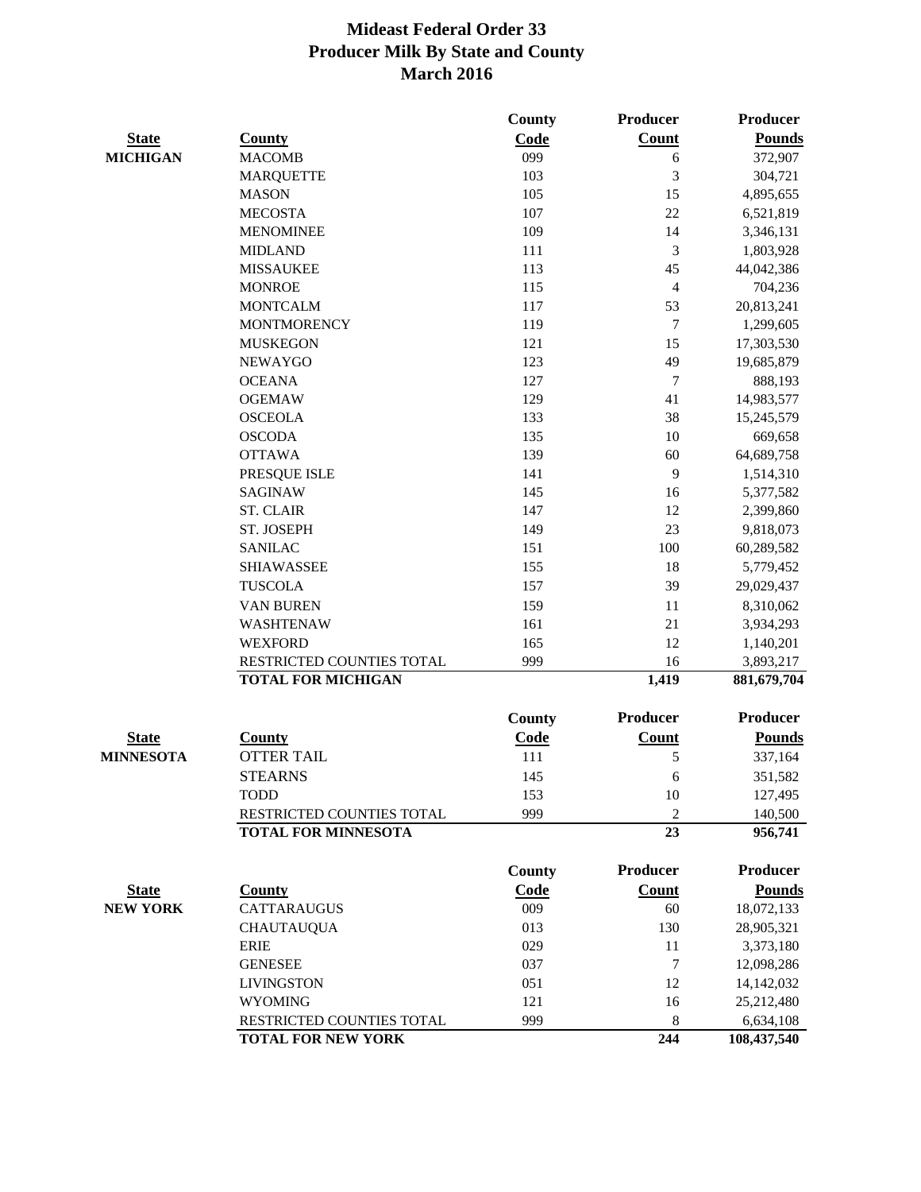# Mideast Federal Order 33
## Producer Milk By State and County
### March 2016

| State | County | County Code | Producer Count | Producer Pounds |
|---|---|---|---|---|
| MICHIGAN | MACOMB | 099 | 6 | 372,907 |
| | MARQUETTE | 103 | 3 | 304,721 |
| | MASON | 105 | 15 | 4,895,655 |
| | MECOSTA | 107 | 22 | 6,521,819 |
| | MENOMINEE | 109 | 14 | 3,346,131 |
| | MIDLAND | 111 | 3 | 1,803,928 |
| | MISSAUKEE | 113 | 45 | 44,042,386 |
| | MONROE | 115 | 4 | 704,236 |
| | MONTCALM | 117 | 53 | 20,813,241 |
| | MONTMORENCY | 119 | 7 | 1,299,605 |
| | MUSKEGON | 121 | 15 | 17,303,530 |
| | NEWAYGO | 123 | 49 | 19,685,879 |
| | OCEANA | 127 | 7 | 888,193 |
| | OGEMAW | 129 | 41 | 14,983,577 |
| | OSCEOLA | 133 | 38 | 15,245,579 |
| | OSCODA | 135 | 10 | 669,658 |
| | OTTAWA | 139 | 60 | 64,689,758 |
| | PRESQUE ISLE | 141 | 9 | 1,514,310 |
| | SAGINAW | 145 | 16 | 5,377,582 |
| | ST. CLAIR | 147 | 12 | 2,399,860 |
| | ST. JOSEPH | 149 | 23 | 9,818,073 |
| | SANILAC | 151 | 100 | 60,289,582 |
| | SHIAWASSEE | 155 | 18 | 5,779,452 |
| | TUSCOLA | 157 | 39 | 29,029,437 |
| | VAN BUREN | 159 | 11 | 8,310,062 |
| | WASHTENAW | 161 | 21 | 3,934,293 |
| | WEXFORD | 165 | 12 | 1,140,201 |
| | RESTRICTED COUNTIES TOTAL | 999 | 16 | 3,893,217 |
| | **TOTAL FOR MICHIGAN** | | **1,419** | **881,679,704** |

| State | County | County Code | Producer Count | Producer Pounds |
|---|---|---|---|---|
| MINNESOTA | OTTER TAIL | 111 | 5 | 337,164 |
| | STEARNS | 145 | 6 | 351,582 |
| | TODD | 153 | 10 | 127,495 |
| | RESTRICTED COUNTIES TOTAL | 999 | 2 | 140,500 |
| | **TOTAL FOR MINNESOTA** | | **23** | **956,741** |

| State | County | County Code | Producer Count | Producer Pounds |
|---|---|---|---|---|
| NEW YORK | CATTARAUGUS | 009 | 60 | 18,072,133 |
| | CHAUTAUQUA | 013 | 130 | 28,905,321 |
| | ERIE | 029 | 11 | 3,373,180 |
| | GENESEE | 037 | 7 | 12,098,286 |
| | LIVINGSTON | 051 | 12 | 14,142,032 |
| | WYOMING | 121 | 16 | 25,212,480 |
| | RESTRICTED COUNTIES TOTAL | 999 | 8 | 6,634,108 |
| | **TOTAL FOR NEW YORK** | | **244** | **108,437,540** |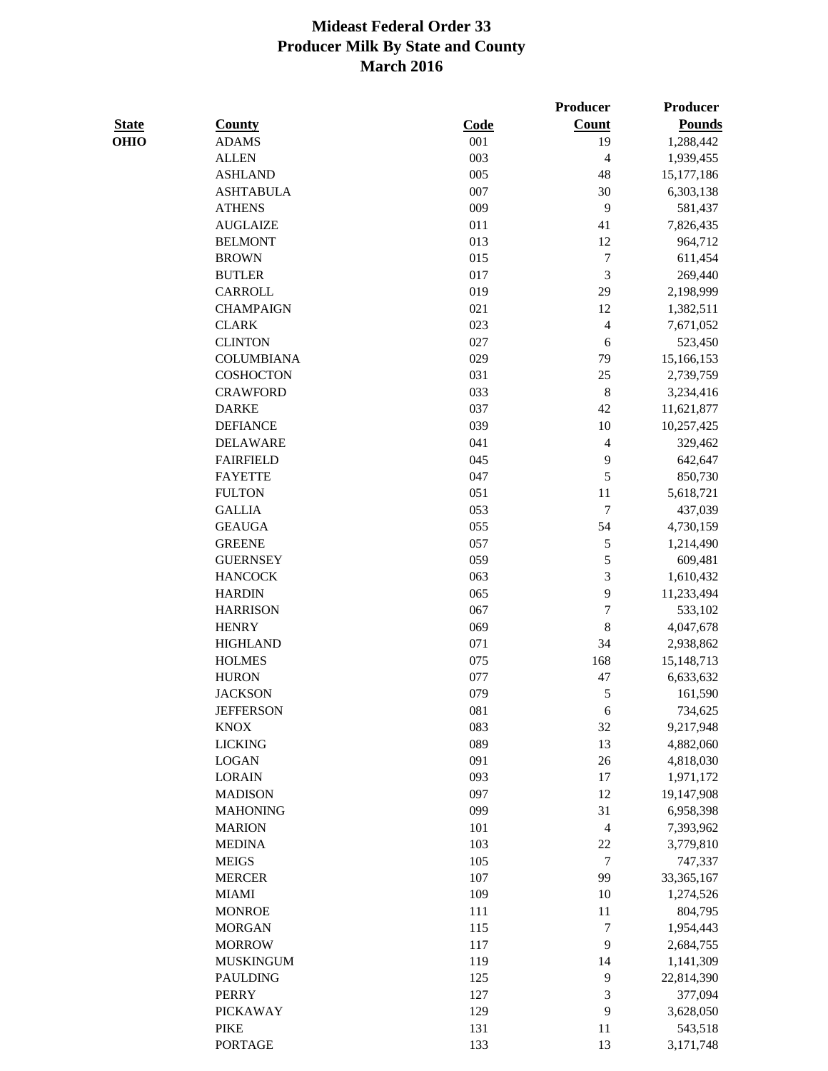# Mideast Federal Order 33
## Producer Milk By State and County
### March 2016

| State | County | Code | Producer Count | Producer Pounds |
|---|---|---|---|---|
| OHIO | ADAMS | 001 | 19 | 1,288,442 |
| | ALLEN | 003 | 4 | 1,939,455 |
| | ASHLAND | 005 | 48 | 15,177,186 |
| | ASHTABULA | 007 | 30 | 6,303,138 |
| | ATHENS | 009 | 9 | 581,437 |
| | AUGLAIZE | 011 | 41 | 7,826,435 |
| | BELMONT | 013 | 12 | 964,712 |
| | BROWN | 015 | 7 | 611,454 |
| | BUTLER | 017 | 3 | 269,440 |
| | CARROLL | 019 | 29 | 2,198,999 |
| | CHAMPAIGN | 021 | 12 | 1,382,511 |
| | CLARK | 023 | 4 | 7,671,052 |
| | CLINTON | 027 | 6 | 523,450 |
| | COLUMBIANA | 029 | 79 | 15,166,153 |
| | COSHOCTON | 031 | 25 | 2,739,759 |
| | CRAWFORD | 033 | 8 | 3,234,416 |
| | DARKE | 037 | 42 | 11,621,877 |
| | DEFIANCE | 039 | 10 | 10,257,425 |
| | DELAWARE | 041 | 4 | 329,462 |
| | FAIRFIELD | 045 | 9 | 642,647 |
| | FAYETTE | 047 | 5 | 850,730 |
| | FULTON | 051 | 11 | 5,618,721 |
| | GALLIA | 053 | 7 | 437,039 |
| | GEAUGA | 055 | 54 | 4,730,159 |
| | GREENE | 057 | 5 | 1,214,490 |
| | GUERNSEY | 059 | 5 | 609,481 |
| | HANCOCK | 063 | 3 | 1,610,432 |
| | HARDIN | 065 | 9 | 11,233,494 |
| | HARRISON | 067 | 7 | 533,102 |
| | HENRY | 069 | 8 | 4,047,678 |
| | HIGHLAND | 071 | 34 | 2,938,862 |
| | HOLMES | 075 | 168 | 15,148,713 |
| | HURON | 077 | 47 | 6,633,632 |
| | JACKSON | 079 | 5 | 161,590 |
| | JEFFERSON | 081 | 6 | 734,625 |
| | KNOX | 083 | 32 | 9,217,948 |
| | LICKING | 089 | 13 | 4,882,060 |
| | LOGAN | 091 | 26 | 4,818,030 |
| | LORAIN | 093 | 17 | 1,971,172 |
| | MADISON | 097 | 12 | 19,147,908 |
| | MAHONING | 099 | 31 | 6,958,398 |
| | MARION | 101 | 4 | 7,393,962 |
| | MEDINA | 103 | 22 | 3,779,810 |
| | MEIGS | 105 | 7 | 747,337 |
| | MERCER | 107 | 99 | 33,365,167 |
| | MIAMI | 109 | 10 | 1,274,526 |
| | MONROE | 111 | 11 | 804,795 |
| | MORGAN | 115 | 7 | 1,954,443 |
| | MORROW | 117 | 9 | 2,684,755 |
| | MUSKINGUM | 119 | 14 | 1,141,309 |
| | PAULDING | 125 | 9 | 22,814,390 |
| | PERRY | 127 | 3 | 377,094 |
| | PICKAWAY | 129 | 9 | 3,628,050 |
| | PIKE | 131 | 11 | 543,518 |
| | PORTAGE | 133 | 13 | 3,171,748 |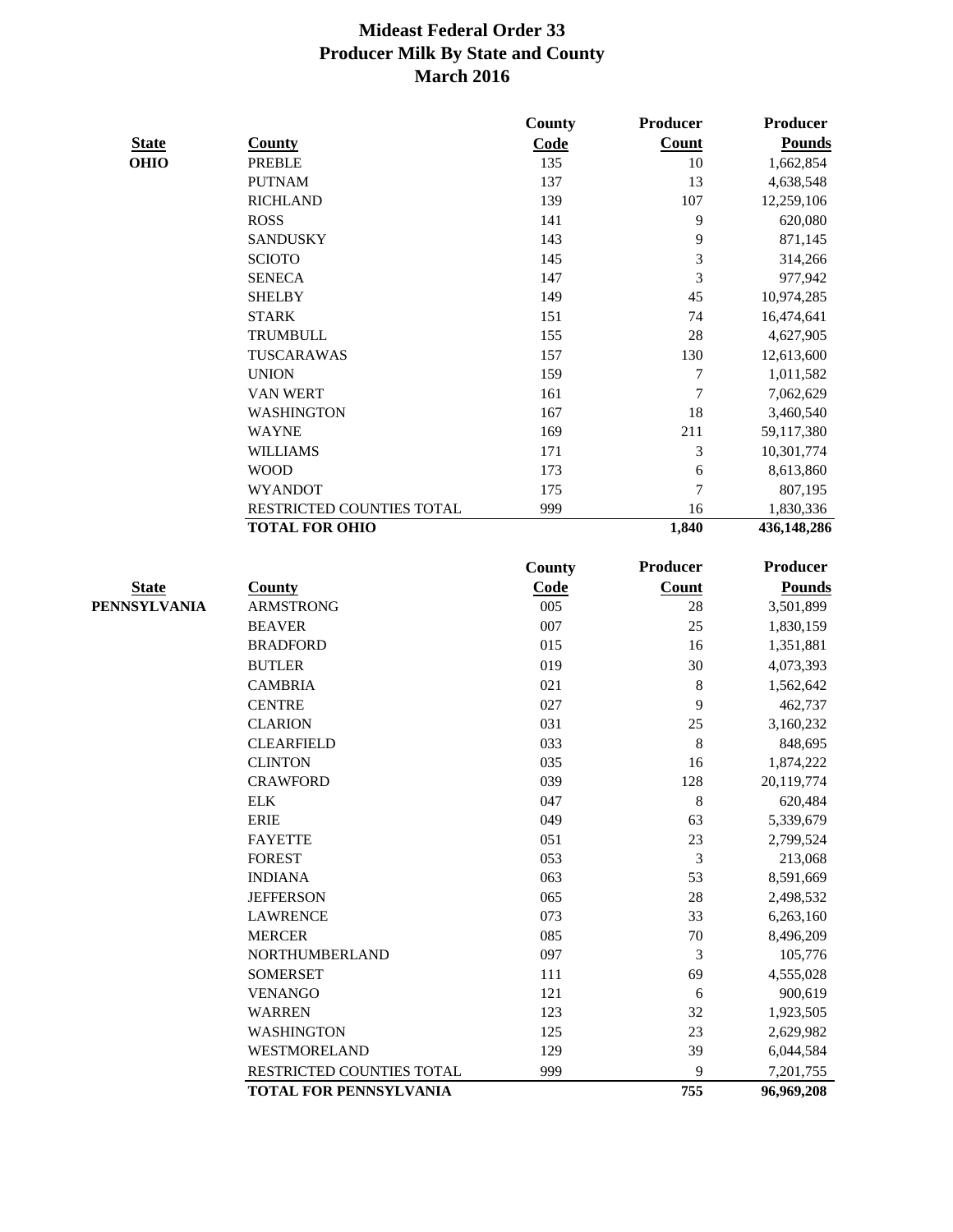# Mideast Federal Order 33
## Producer Milk By State and County
## March 2016

| State | County | County Code | Producer Count | Producer Pounds |
|---|---|---|---|---|
| **OHIO** | PREBLE | 135 | 10 | 1,662,854 |
| | PUTNAM | 137 | 13 | 4,638,548 |
| | RICHLAND | 139 | 107 | 12,259,106 |
| | ROSS | 141 | 9 | 620,080 |
| | SANDUSKY | 143 | 9 | 871,145 |
| | SCIOTO | 145 | 3 | 314,266 |
| | SENECA | 147 | 3 | 977,942 |
| | SHELBY | 149 | 45 | 10,974,285 |
| | STARK | 151 | 74 | 16,474,641 |
| | TRUMBULL | 155 | 28 | 4,627,905 |
| | TUSCARAWAS | 157 | 130 | 12,613,600 |
| | UNION | 159 | 7 | 1,011,582 |
| | VAN WERT | 161 | 7 | 7,062,629 |
| | WASHINGTON | 167 | 18 | 3,460,540 |
| | WAYNE | 169 | 211 | 59,117,380 |
| | WILLIAMS | 171 | 3 | 10,301,774 |
| | WOOD | 173 | 6 | 8,613,860 |
| | WYANDOT | 175 | 7 | 807,195 |
| | RESTRICTED COUNTIES TOTAL | 999 | 16 | 1,830,336 |
| | **TOTAL FOR OHIO** | | **1,840** | **436,148,286** |

| State | County | County Code | Producer Count | Producer Pounds |
|---|---|---|---|---|
| **PENNSYLVANIA** | ARMSTRONG | 005 | 28 | 3,501,899 |
| | BEAVER | 007 | 25 | 1,830,159 |
| | BRADFORD | 015 | 16 | 1,351,881 |
| | BUTLER | 019 | 30 | 4,073,393 |
| | CAMBRIA | 021 | 8 | 1,562,642 |
| | CENTRE | 027 | 9 | 462,737 |
| | CLARION | 031 | 25 | 3,160,232 |
| | CLEARFIELD | 033 | 8 | 848,695 |
| | CLINTON | 035 | 16 | 1,874,222 |
| | CRAWFORD | 039 | 128 | 20,119,774 |
| | ELK | 047 | 8 | 620,484 |
| | ERIE | 049 | 63 | 5,339,679 |
| | FAYETTE | 051 | 23 | 2,799,524 |
| | FOREST | 053 | 3 | 213,068 |
| | INDIANA | 063 | 53 | 8,591,669 |
| | JEFFERSON | 065 | 28 | 2,498,532 |
| | LAWRENCE | 073 | 33 | 6,263,160 |
| | MERCER | 085 | 70 | 8,496,209 |
| | NORTHUMBERLAND | 097 | 3 | 105,776 |
| | SOMERSET | 111 | 69 | 4,555,028 |
| | VENANGO | 121 | 6 | 900,619 |
| | WARREN | 123 | 32 | 1,923,505 |
| | WASHINGTON | 125 | 23 | 2,629,982 |
| | WESTMORELAND | 129 | 39 | 6,044,584 |
| | RESTRICTED COUNTIES TOTAL | 999 | 9 | 7,201,755 |
| | **TOTAL FOR PENNSYLVANIA** | | **755** | **96,969,208** |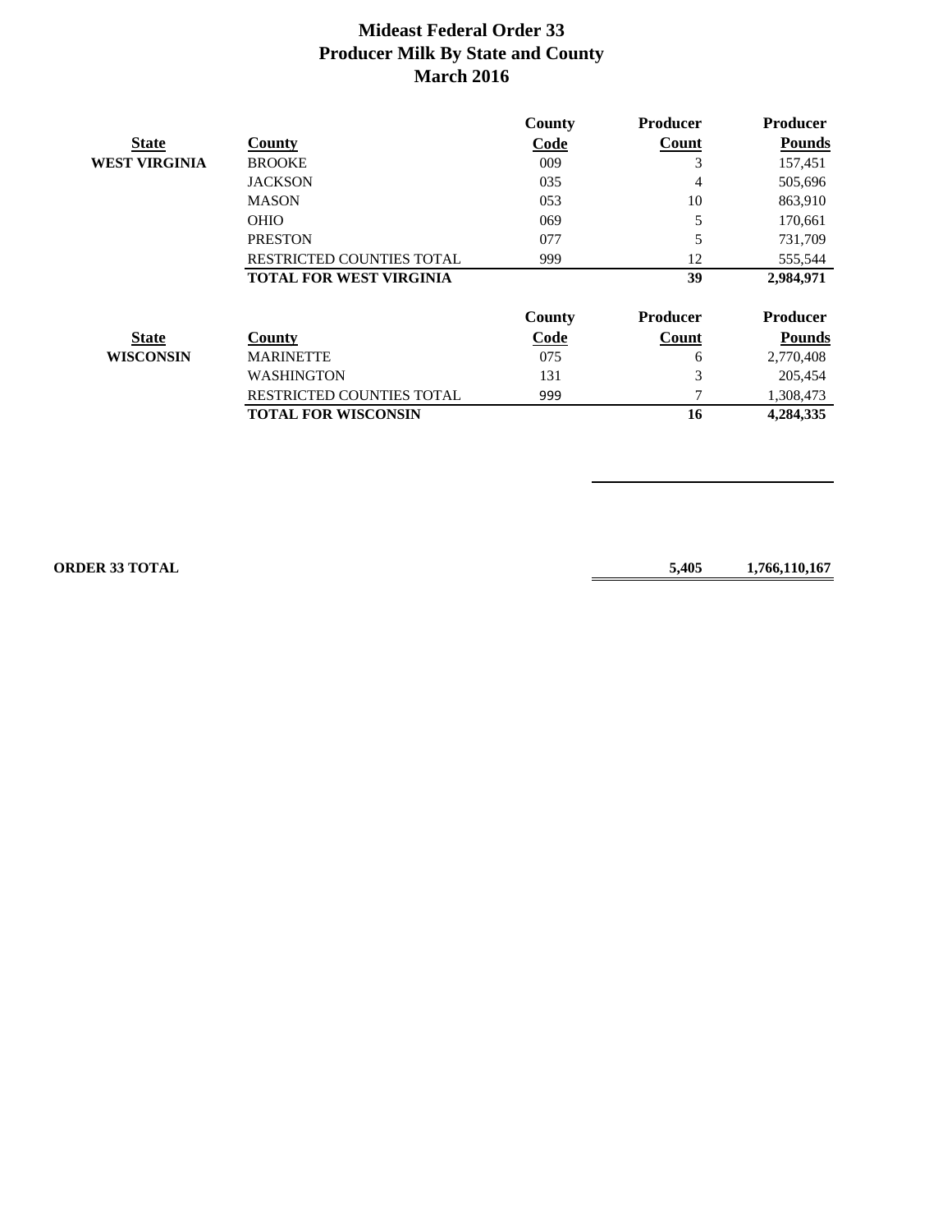# Mideast Federal Order 33
## Producer Milk By State and County
## March 2016

| State | County | County Code | Producer Count | Producer Pounds |
|---|---|---|---|---|
| WEST VIRGINIA | BROOKE | 009 | 3 | 157,451 |
| | JACKSON | 035 | 4 | 505,696 |
| | MASON | 053 | 10 | 863,910 |
| | OHIO | 069 | 5 | 170,661 |
| | PRESTON | 077 | 5 | 731,709 |
| | RESTRICTED COUNTIES TOTAL | 999 | 12 | 555,544 |
| | **TOTAL FOR WEST VIRGINIA** | | **39** | **2,984,971** |

| State | County | County Code | Producer Count | Producer Pounds |
|---|---|---|---|---|
| WISCONSIN | MARINETTE | 075 | 6 | 2,770,408 |
| | WASHINGTON | 131 | 3 | 205,454 |
| | RESTRICTED COUNTIES TOTAL | 999 | 7 | 1,308,473 |
| | **TOTAL FOR WISCONSIN** | | **16** | **4,284,335** |

| | | | | |
|---|---|---|---|---|
| **ORDER 33 TOTAL** | | | **5,405** | **1,766,110,167** |